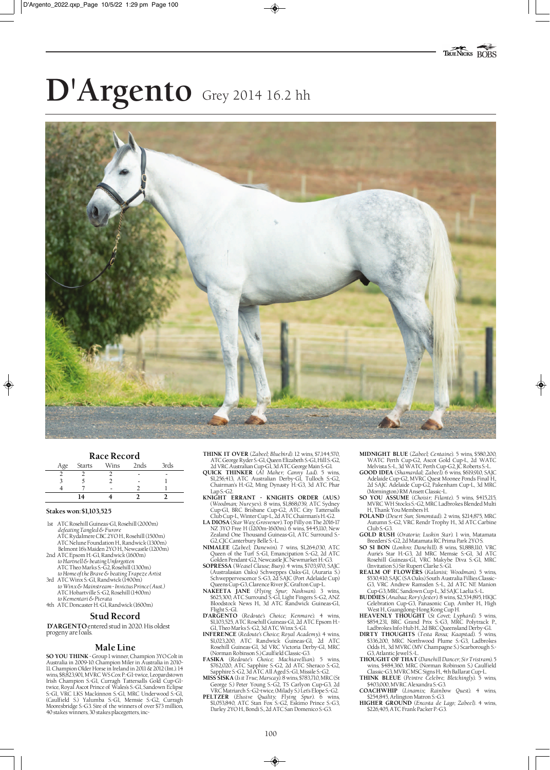# D'Argento Grey 2014 16.2 hh

## Race Record

| Age | Starts | Wins | 2nds | 3rds |
|---|---|---|---|---|
| 2 | 2 | 2 | - | - |
| 3 | 5 | 2 | - | 1 |
| 4 | 7 | - | 2 | 1 |
| | **14** | **4** | **2** | **2** |

**Stakes won: $1,103,525**

1st ATC Rosehill Guineas-G1, Rosehill (2000m)
*defeating Tangled & Furore*
ATC Rydalmere CBC 2YO H., Rosehill (1500m)
ATC Nelune Foundation H., Randwick (1300m)
Belmont 16s Maiden 2YO H., Newcastle (1200m)

2nd ATC Epsom H.-G1, Randwick (1600m)
*to Hartnell & beating Unforgotten*
ATC Theo Marks S.-G2, Rosehill (1300m)
*to Home of the Brave & beating Trapeze Artist*

3rd ATC Winx S.-G1, Randwick (1400m)
*to Winx & Mainstream - Invictus Prince (Aust.)*
ATC Hobartville S.-G2, Rosehill (1400m)
*to Kementari & Pierata*

4th ATC Doncaster H.-G1, Randwick (1600m)

## Stud Record

**D'ARGENTO** entered stud in 2020. His oldest progeny are foals.

## Male Line

**SO YOU THINK** - Group 1 winner, Champion 3YO Colt in Australia in 2009-10. Champion Miler in Australia in 2010-11. Champion Older Horse in Ireland in 2011 & 2012 (Int.). 14 wins, $8,823,901, MVRC WS Cox P.-G1-twice, Leopardstown Irish Champion S.-G1, Curragh Tattersalls Gold Cup-G1-twice, Royal Ascot Prince of Wales's S.-G1, Sandown Eclipse S.-G1, VRC LKS Mackinnon S.-G1, MRC Underwood S.-G1, (Caulfield S.) Yalumba S.-G1, Memsie S.-G2, Curragh Mooresbridge S.-G3. Sire of the winners of over $73 million, 40 stakes winners, 30 stakes placegetters, inc-

**THINK IT OVER** (*Zabeel; Bluebird*). 12 wins, $7,144,570, ATC George Ryder S.-G1, Queen Elizabeth S.-G1, Hill S.-G2, 2d VRC Australian Cup-G1, 3d ATC George Main S.-G1.

**QUICK THINKER** (*Al Maher; Canny Lad*). 5 wins, $1,256,413, ATC Australian Derby-G1, Tulloch S.-G2, Chairman's H.-G2, Ming Dynasty H.-G3, 3d ATC Phar Lap S.-G2.

**KNIGHT ERRANT - KNIGHTS ORDER (AUS.)** (*Woodman; Nureyev*). 8 wins, $1,868,039, ATC Sydney Cup-G1, BRC Brisbane Cup-G2, ATC City Tattersalls Club Cup-L, Winter Cup-L, 2d ATC Chairman's H.-G2.

**LA DIOSA** (*Star Way; Grosvenor*). Top Filly on The 2016-17 NZ 3YO Free H (1200m-1600m). 6 wins, $445,110, New Zealand One Thousand Guineas-G1, ATC Surround S.-G2, CJC Canterbury Belle S.-L.

**NIMALEE** (*Zabeel; Danewin*). 7 wins, $1,264,030, ATC Queen of the Turf S.-G1, Emancipation S.-G2, 2d ATC Golden Pendant-G2, Newcastle JC Newmarket H.-G3.

**SOPRESSA** (*Weasel Clause; Buoy*). 4 wins, $703,970, SAJC (Australasian Oaks) Schweppes Oaks-G1, (Auraria S.) Schweppervescence S.-G3, 2d SAJC (Port Adelaide Cup) Queens Cup-G3, Clarence River JC Grafton Cup-L.

**NAKEETA JANE** (*Flying Spur; Nashwan*). 3 wins, $625,300, ATC Surround S.-G1, Light Fingers S.-G2, ANZ Bloodstock News H., 3d ATC Randwick Guineas-G1, Flight S.-G1.

**D'ARGENTO** (*Redoute's Choice; Kenmare*). 4 wins, $1,103,525, ATC Rosehill Guineas-G1, 2d ATC Epsom H.-G1, Theo Marks S.-G2, 3d ATC Winx S.-G1.

**INFERENCE** (*Redoute's Choice; Royal Academy*). 4 wins, $1,023,200, ATC Randwick Guineas-G1, 2d ATC Rosehill Guineas-G1, 3d VRC Victoria Derby-G1, MRC (Norman Robinson S.) Caulfield Classic-G3.

**FASIKA** (*Redoute's Choice; Machiavellian*). 5 wins, $762,020, ATC Sapphire S.-G2, 2d ATC Sheraco S.-G2, Sapphire S.-G2, 3d ATC All Aged S.-G1, Missile S.-G2.

**MISS SISKA** (*Is it True; Marscay*). 8 wins, $783,710, MRC (St George S.) Peter Young S.-G2, TS Carlyon Cup-G3, 2d VRC Matriarch S.-G2-twice, (Milady S.) Let's Elope S.-G2.

**PELTZER** (*Elusive Quality; Flying Spur*). 6 wins, $1,053,840, ATC Stan Fox S.-G2, Eskimo Prince S.-G3, Darley 2YO H., Bondi S., 2d ATC San Domenico S.-G3.

**MIDNIGHT BLUE** (*Zabeel; Centaine*). 5 wins, $580,200, WATC Perth Cup-G2, Ascot Gold Cup-L, 2d WATC Melvista S.-L, 3d WATC Perth Cup-G2, JC Roberts S.-L.

**GOOD IDEA** (*Shamardal; Zabeel*). 6 wins, $619,910, SAJC Adelaide Cup-G2, MVRC Great Moonee Ponds Final H, 2d SAJC Adelaide Cup-G2, Pakenham Cup-L, 3d MRC (Mornington) RM Ansett Classic-L.

**SO YOU ASSUME** (*Choisir; Filante*). 5 wins, $415,215, MVRC WH Stocks S.-G2, MRC Ladbrokes Blended Multi H, Thank You Members H.

**POLAND** (*Desert Sun; Simonstad*). 2 wins, $214,875, MRC Autumn S.-G2, VRC Rendr Trophy H., 3d ATC Carbine Club S.-G3.

**GOLD RUSH** (*Oratorio; Luskin Star*). 1 win, Matamata Breeders' S.-G2, 2d Matamata RC Prima Park 2YO S.

**SO SI BON** (*Lonhro; Danehill*). 8 wins, $1,888,110, VRC Aurie's Star H.-G3, 2d MRC Memsie S.-G1, 3d ATC Rosehill Guineas-G1, VRC Makybe Diva S.-G1, MRC (Invitation S.) Sir Rupert Clarke S.-G1.

**REALM OF FLOWERS** (*Kalanisi; Woodman*). 5 wins, $530,410, SAJC (SA Oaks) South Australia Fillies Classic-G3, VRC Andrew Ramsden S.-L, 2d ATC NE Manion Cup-G3, MRC Sandown Cup-L, 3d SAJC Laelia S.-L.

**BUDDIES** (*Anabaa; Rory's Jester*). 8 wins, $2,534,895, HKJC Celebration Cup-G3, Panasonic Cup, Amber H., High West H., Guangdong-Hong Kong Cup H.

**HEAVENLY THOUGHT** (*St Covet; Lyphard*). 5 wins, $854,231, BRC Grand Prix S.-G3, MRC Polytrack P., Ladbrokes Info Hub H., 2d BRC Queensland Derby-G1.

**DIRTY THOUGHTS** (*Testa Rossa; Kaapstad*). 5 wins, $336,200, MRC Northwood Plume S.-G3, Ladbrokes Odds H., 3d MVRC (MV Champagne S.) Scarborough S.-G3, Atlantic Jewel S.-L.

**THOUGHT OF THAT** (*Danehill Dancer; Sir Tristram*). 5 wins, $484,360, MRC (Norman Robinson S.) Caulfield Classic-G3, MVRC MSC Signs H., 4th Ballarat Cup-L.

**THINK BLEUE** (*Peintre Celebre; Bletchingly*). 5 wins, $403,000, MVRC Alexandra S.-G3.

**COACHWHIP** (*Linamix; Rainbow Quest*). 4 wins, $254,845, Arlington Matron S.-G3.

**HIGHER GROUND** (*Encosta de Lago; Zabeel*). 4 wins, $226,405, ATC Frank Packer P.-G3.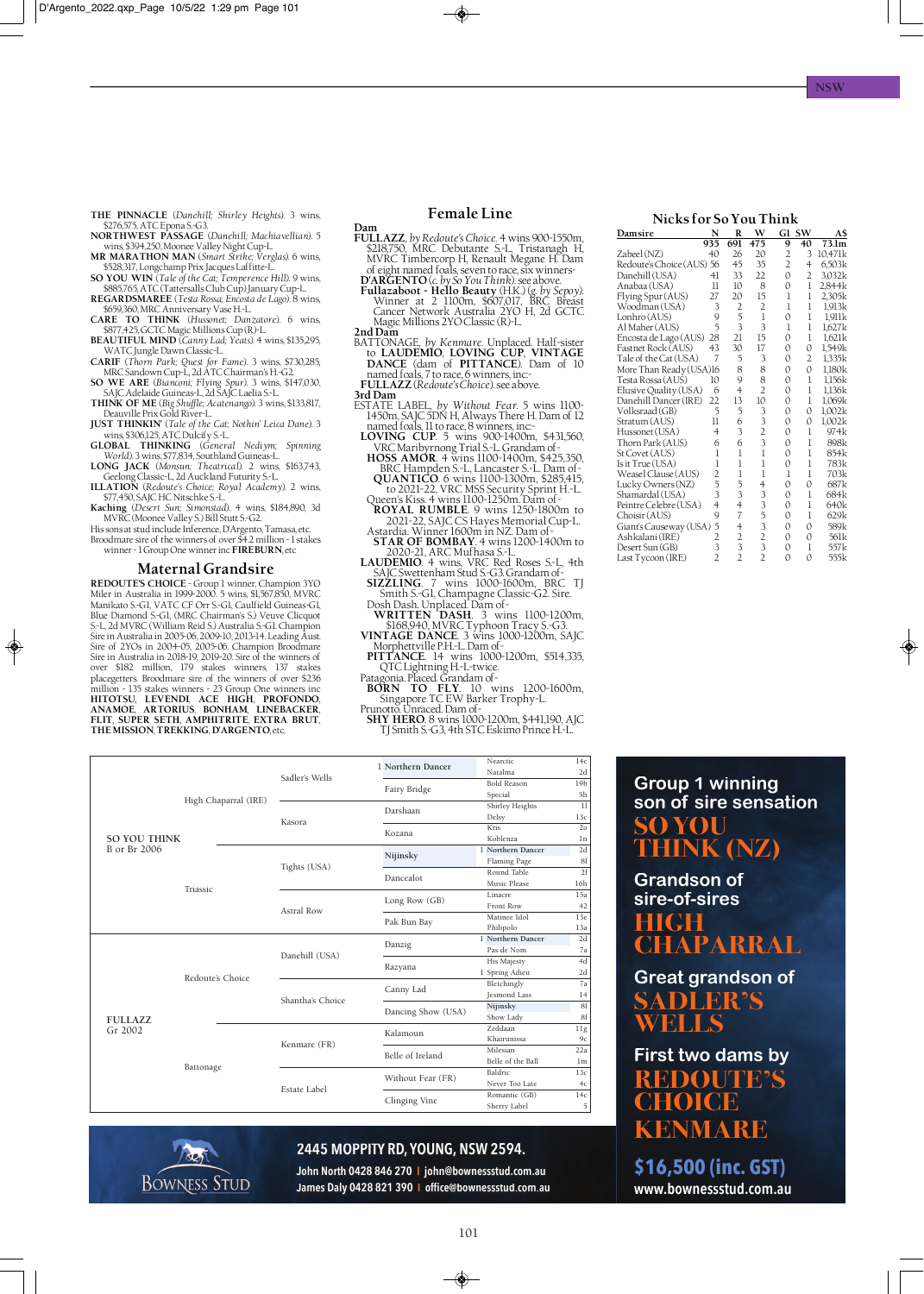**THE PINNACLE** (*Danehill; Shirley Heights*). 3 wins, $276,575, ATC Epona S.-G3.
**NORTHWEST PASSAGE** (*Danehill; Machiavellian*). 5 wins, $394,250, Moonee Valley Night Cup-L.
**MR MARATHON MAN** (*Smart Strike; Verglas*). 6 wins, $528,317, Longchamp Prix Jacques Laffitte-L.
**SO YOU WIN** (*Tale of the Cat; Temperence Hill*). 9 wins, $885,765, ATC (Tattersalls Club Cup) January Cup-L.
**REGARDSMAREE** (*Testa Rossa; Encosta de Lago*). 8 wins, $659,360, MRC Anniversary Vase H.-L.
**CARE TO THINK** (*Hussonet; Danzatore*). 6 wins, $877,425, GCTC Magic Millions Cup (R)-L.
**BEAUTIFUL MIND** (*Canny Lad; Yeats*). 4 wins, $135,295, WATC Jungle Dawn Classic-L.
**CARIF** (*Thorn Park; Quest for Fame*). 3 wins, $730,285, MRC Sandown Cup-L, 2d ATC Chairman's H.-G2.
**SO WE ARE** (*Bianconi; Flying Spur*). 3 wins, $147,030, SAJC Adelaide Guineas-L, 2d SAJC Laelia S.-L.
**THINK OF ME** (*Big Shuffle; Acatenango*). 3 wins, $133,817, Deauville Prix Gold River-L.
**JUST THINKIN'** (*Tale of the Cat; Nothin' Leica Dane*). 3 wins, $306,125, ATC Dulcify S.-L.
**GLOBAL THINKING** (*General Nediym; Spinning World*). 3 wins, $77,834, Southland Guineas-L.
**LONG JACK** (*Monsun; Theatrical*). 2 wins, $163,743, Geelong Classic-L, 2d Auckland Futurity S.-L.
**ILLATION** (*Redoute's Choice; Royal Academy*). 2 wins, $77,450, SAJC HC Nitschke S.-L.
**Kaching** (*Desert Sun; Simonstad*). 4 wins, $184,890, 3d MVRC (Moonee Valley S.) Bill Stutt S.-G2.
His sons at stud include Inference, D'Argento, Tamasa, etc.
Broodmare sire of the winners of over $4.2 million - 1 stakes winner - 1 Group One winner inc **FIREBURN**, etc

## Maternal Grandsire

**REDOUTE'S CHOICE** - Group 1 winner, Champion 3YO Miler in Australia in 1999-2000. 5 wins, $1,567,850, MVRC Manikato S.-G1, VATC CF Orr S.-G1, Caulfield Guineas-G1, Blue Diamond S.-G1, (MRC Chairman's S.) Veuve Clicquot S.-L, 2d MVRC (William Reid S.) Australia S.-G1. Champion Sire in Australia in 2005-06, 2009-10, 2013-14. Leading Aust. Sire of 2YOs in 2004-05, 2005-06. Champion Broodmare Sire in Australia in 2018-19, 2019-20. Sire of the winners of over $182 million, 179 stakes winners, 137 stakes placegetters. Broodmare sire of the winners of over $236 million - 135 stakes winners - 23 Group One winners inc **HITOTSU, LEVENDI, ACE HIGH, PROFONDO, ANAMOE, ARTORIUS, BONHAM, LINEBACKER, FLIT, SUPER SETH, AMPHITRITE, EXTRA BRUT, THE MISSION, TREKKING, D'ARGENTO**, etc.

## Female Line

**Dam**
**FULLAZZ**, *by Redoute's Choice*. 4 wins 900-1550m, $218,750, MRC Debutante S.-L, Tristanagh H, MVRC Timbercorp H, Renault Megane H. Dam of eight named foals, seven to race, six winners-
**D'ARGENTO** (*c. by So You Think*). see above.
**Fullazboot - Hello Beauty** (H.K.) (*g. by Sepoy*). Winner at 2 1100m, $607,017, BRC Breast Cancer Network Australia 2YO H, 2d GCTC Magic Millions 2YO Classic (R)-L.

**2nd Dam**
BATTONAGE, *by Kenmare*. Unplaced. Half-sister to **LAUDEMIO, LOVING CUP, VINTAGE DANCE** (dam of **PITTANCE**). Dam of 10 named foals, 7 to race, 6 winners, inc:-
**FULLAZZ** (*Redoute's Choice*). see above.

**3rd Dam**
ESTATE LABEL, *by Without Fear*. 5 wins 1100-1450m, SAJC 5DN H, Always There H. Dam of 12 named foals, 11 to race, 8 winners, inc:-
**LOVING CUP**. 5 wins 900-1400m, $431,560, VRC Maribyrnong Trial S.-L. Grandam of-
**HOSS AMOR**. 4 wins 1100-1400m, $425,350, BRC Hampden S.-L, Lancaster S.-L. Dam of-
**QUANTICO**. 6 wins 1100-1300m, $285,415, to 2021-22, VRC MSS Security Sprint H.-L.
Queen's Kiss. 4 wins 1100-1250m. Dam of-
**ROYAL RUMBLE**. 9 wins 1250-1800m to 2021-22, SAJC CS Hayes Memorial Cup-L.
Astardia. Winner 1600m in NZ. Dam of-
**STAR OF BOMBAY**. 4 wins 1200-1400m to 2020-21, ARC Mufhasa S.-L.
**LAUDEMIO**. 4 wins, VRC Red Roses S.-L, 4th SAJC Swettenham Stud S.-G3. Grandam of-
**SIZZLING**. 7 wins 1000-1600m, BRC TJ Smith S.-G1, Champagne Classic-G2. Sire.
Dosh Dash. Unplaced. Dam of-
**WRITTEN DASH**. 3 wins 1100-1200m, $168,940, MVRC Typhoon Tracy S.-G3.
**VINTAGE DANCE**. 3 wins 1000-1200m, SAJC Morphettville P.H.-L. Dam of-
**PITTANCE**. 14 wins 1000-1200m, $514,335, QTC Lightning H.-L-twice.
Patagonia. Placed. Grandam of-
**BORN TO FLY**. 10 wins 1200-1600m, Singapore TC EW Barker Trophy-L.
Prunotto. Unraced. Dam of-
**SHY HERO**. 8 wins 1000-1200m, $441,190, AJC TJ Smith S.-G3, 4th STC Eskimo Prince H.-L.

## Nicks for So You Think

| Damsire | N | R | W | Gl | SW | A$ |
|---|---|---|---|---|---|---|
| | 935 | 691 | 475 | 9 | 40 | 73.1m |
| Zabeel (NZ) | 40 | 26 | 20 | 2 | 3 | 10,471k |
| Redoute's Choice (AUS) | 56 | 45 | 35 | 2 | 4 | 6,503k |
| Danehill (USA) | 41 | 33 | 22 | 0 | 2 | 3,032k |
| Anabaa (USA) | 11 | 10 | 8 | 0 | 1 | 2,844k |
| Flying Spur (AUS) | 27 | 20 | 15 | 1 | 1 | 2,305k |
| Woodman (USA) | 3 | 2 | 2 | 1 | 1 | 1,913k |
| Lonhro (AUS) | 9 | 5 | 1 | 0 | 1 | 1,911k |
| Al Maher (AUS) | 5 | 3 | 3 | 1 | 1 | 1,627k |
| Encosta de Lago (AUS) | 28 | 21 | 15 | 0 | 1 | 1,621k |
| Fastnet Rock (AUS) | 43 | 30 | 17 | 0 | 0 | 1,549k |
| Tale of the Cat (USA) | 7 | 5 | 3 | 0 | 2 | 1,335k |
| More Than Ready (USA) | 16 | 8 | 8 | 0 | 0 | 1,180k |
| Testa Rossa (AUS) | 10 | 9 | 8 | 0 | 1 | 1,156k |
| Elusive Quality (USA) | 6 | 4 | 2 | 0 | 1 | 1,136k |
| Danehill Dancer (IRE) | 22 | 13 | 10 | 0 | 1 | 1,069k |
| Volksraad (GB) | 5 | 5 | 3 | 0 | 0 | 1,002k |
| Stratum (AUS) | 11 | 6 | 3 | 0 | 0 | 1,002k |
| Hussonet (USA) | 4 | 3 | 2 | 0 | 1 | 974k |
| Thorn Park (AUS) | 6 | 6 | 3 | 0 | 1 | 898k |
| St Covet (AUS) | 1 | 1 | 1 | 0 | 1 | 854k |
| Is it True (USA) | 1 | 1 | 1 | 0 | 1 | 783k |
| Weasel Clause (AUS) | 2 | 1 | 1 | 1 | 1 | 703k |
| Lucky Owners (NZ) | 5 | 5 | 4 | 0 | 0 | 687k |
| Shamardal (USA) | 3 | 3 | 3 | 0 | 1 | 684k |
| Peintre Celebre (USA) | 4 | 4 | 3 | 0 | 1 | 640k |
| Choisir (AUS) | 9 | 7 | 5 | 0 | 1 | 629k |
| Giant's Causeway (USA) | 5 | 4 | 3 | 0 | 0 | 589k |
| Ashkalani (IRE) | 2 | 2 | 2 | 0 | 0 | 561k |
| Desert Sun (GB) | 3 | 3 | 3 | 0 | 1 | 557k |
| Last Tycoon (IRE) | 2 | 2 | 2 | 0 | 0 | 555k |

| | | | | | |
|---|---|---|---|---|---|
| SO YOU THINK B or Br 2006 | High Chaparral (IRE) | Sadler's Wells | 1 Northern Dancer | Nearctic | 14c |
| | | | | Natalma | 2d |
| | | | Fairy Bridge | Bold Reason | 19b |
| | | | | Special | 5h |
| | | Kasora | Darshaan | Shirley Heights | 11 |
| | | | | Delsy | 13c |
| | | | Kozana | Kris | 2o |
| | | | | Koblenza | 1n |
| | Triassic | Tights (USA) | Nijinsky | 1 Northern Dancer | 2d |
| | | | | Flaming Page | 8f |
| | | | Dancealot | Round Table | 2f |
| | | | | Music Please | 16h |
| | | Astral Row | Long Row (GB) | Linacre | 15a |
| | | | | Front Row | 42 |
| | | | Pak Bun Bay | Matinee Idol | 13e |
| | | | | Philipolo | 13a |
| FULLAZZ Gr 2002 | Redoute's Choice | Danehill (USA) | Danzig | 1 Northern Dancer | 2d |
| | | | | Pas de Nom | 7a |
| | | | Razyana | His Majesty | 4d |
| | | | | 1 Spring Adieu | 2d |
| | | Shantha's Choice | Canny Lad | Bletchingly | 7a |
| | | | | Jesmond Lass | 14 |
| | | | Dancing Show (USA) | Nijinsky | 8f |
| | | | | Show Lady | 8f |
| | Battonage | Kenmare (FR) | Kalamoun | Zeddaan | 11g |
| | | | | Khairunissa | 9c |
| | | | Belle of Ireland | Milesian | 22a |
| | | | | Belle of the Ball | 1m |
| | | Estate Label | Without Fear (FR) | Baldric | 13c |
| | | | | Never Too Late | 4c |
| | | | Clinging Vine | Romantic (GB) | 14c |
| | | | | Sherry Label | 5 |

Group 1 winning son of sire sensation
**SO YOU THINK (NZ)**

Grandson of sire-of-sires
**HIGH CHAPARRAL**

Great grandson of
**SADLER'S WELLS**

First two dams by
**REDOUTE'S CHOICE**
**KENMARE**

**$16,500 (inc. GST)**
www.bownessstud.com.au

Bowness Stud
**2445 MOPPITY RD, YOUNG, NSW 2594.**
John North 0428 846 270 | john@bownessstud.com.au
James Daly 0428 821 390 | office@bownessstud.com.au